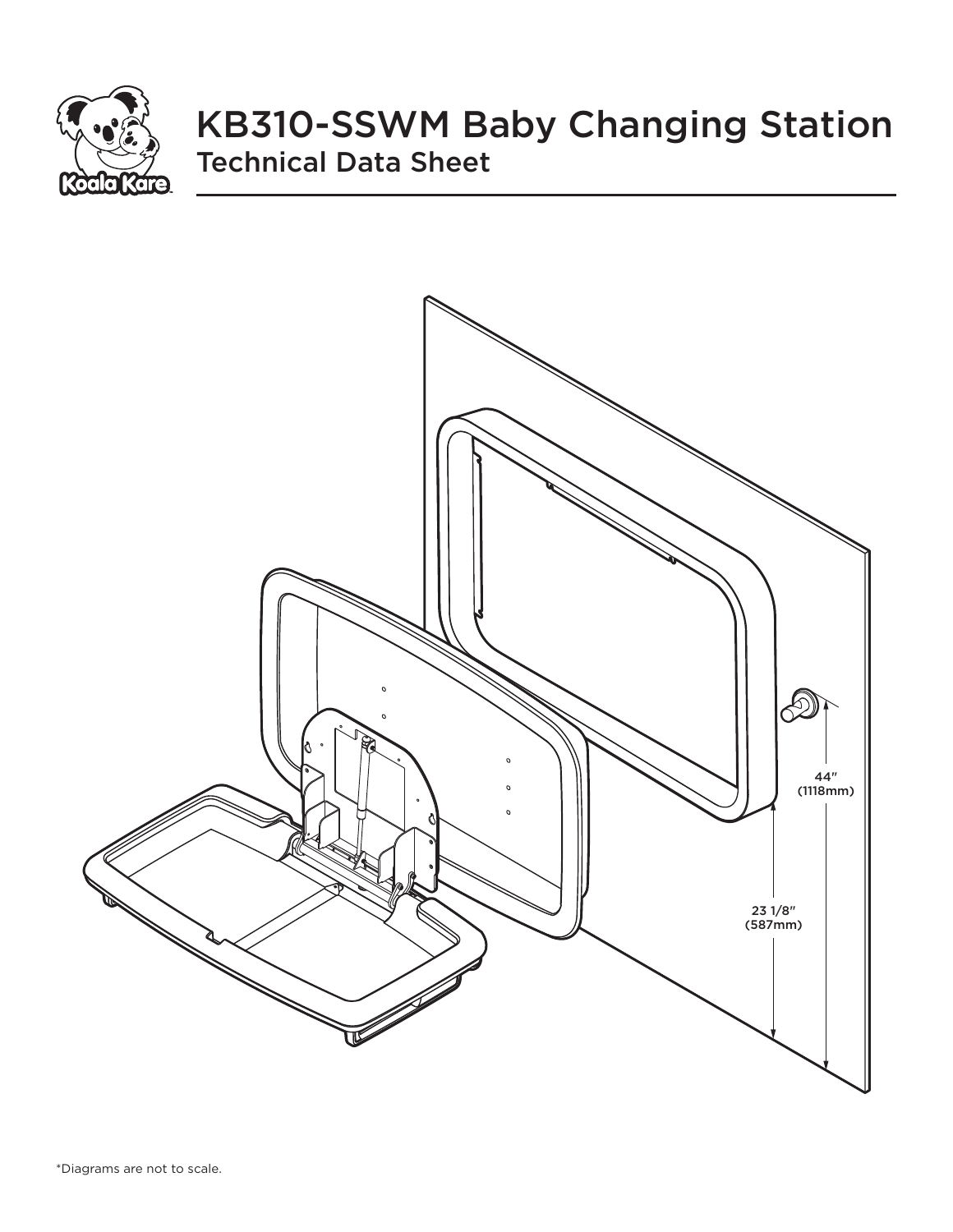# KB310-SSWM Baby Changing Station

## Technical Data Sheet

44″ (1118mm)

23 1/8″ (587mm)

*Diagrams are not to scale.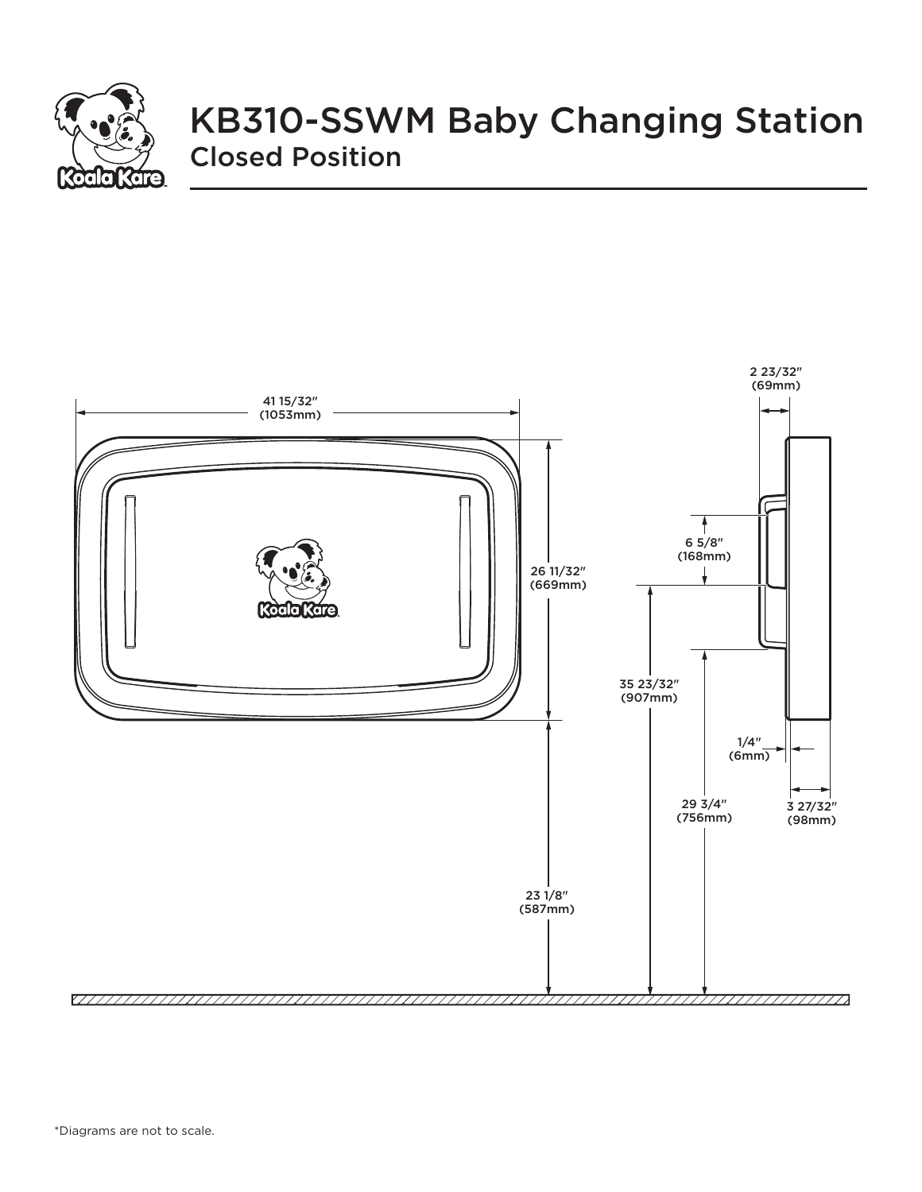# KB310-SSWM Baby Changing Station

## Closed Position

41 15/32″ (1053mm)

26 11/32″ (669mm)

23 1/8″ (587mm)

35 23/32″ (907mm)

29 3/4″ (756mm)

6 5/8″ (168mm)

2 23/32″ (69mm)

1/4″ (6mm)

3 27/32″ (98mm)

*Diagrams are not to scale.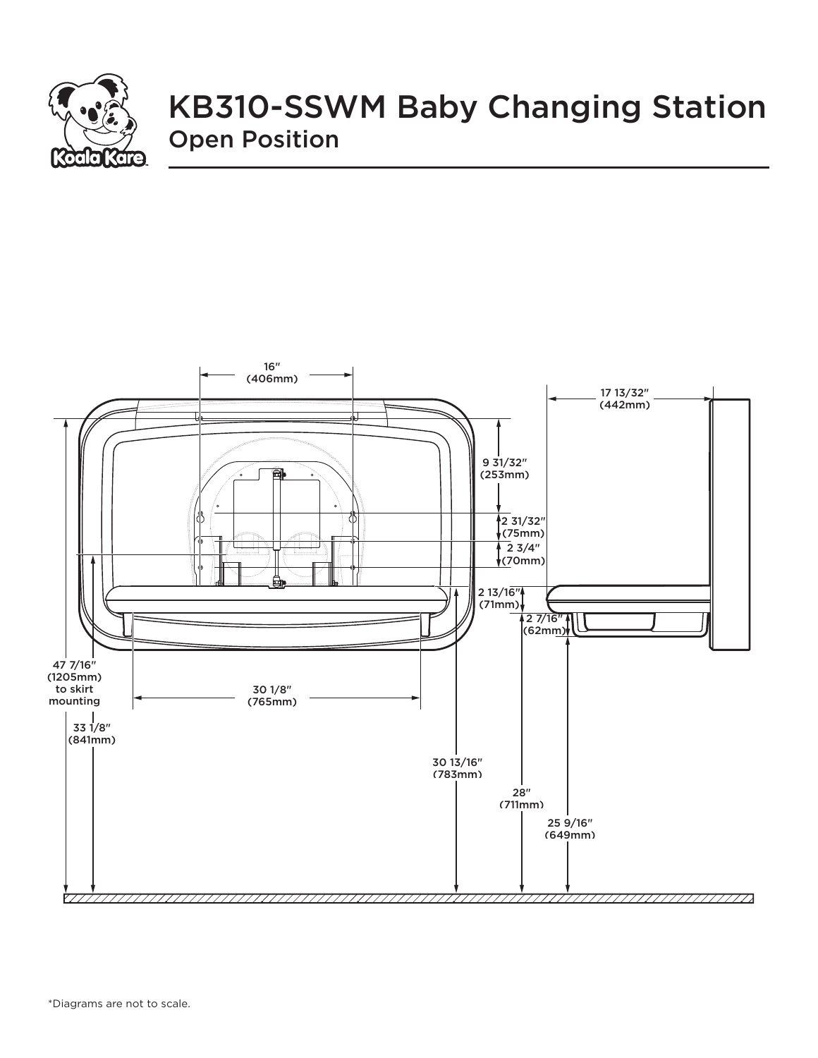# KB310-SSWM Baby Changing Station

## Open Position

16″ (406mm)

17 13/32″ (442mm)

9 31/32″ (253mm)

2 31/32″ (75mm)

2 3/4″ (70mm)

2 13/16″ (71mm)

2 7/16″ (62mm)

47 7/16″ (1205mm) to skirt mounting

30 1/8″ (765mm)

33 1/8″ (841mm)

30 13/16″ (783mm)

28″ (711mm)

25 9/16″ (649mm)

*Diagrams are not to scale.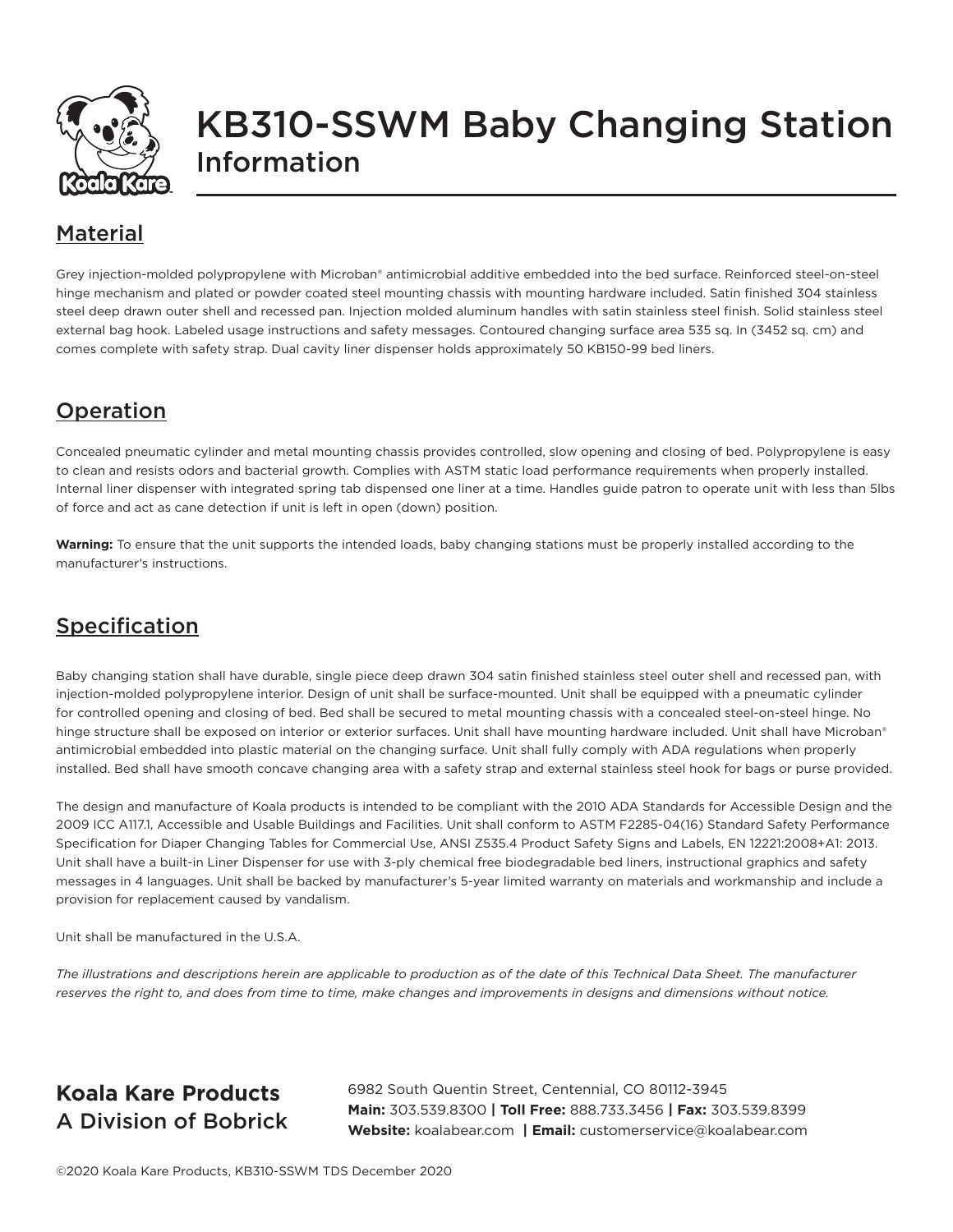# KB310-SSWM Baby Changing Station

Information

## Material

Grey injection-molded polypropylene with Microban® antimicrobial additive embedded into the bed surface. Reinforced steel-on-steel hinge mechanism and plated or powder coated steel mounting chassis with mounting hardware included. Satin finished 304 stainless steel deep drawn outer shell and recessed pan. Injection molded aluminum handles with satin stainless steel finish. Solid stainless steel external bag hook. Labeled usage instructions and safety messages. Contoured changing surface area 535 sq. In (3452 sq. cm) and comes complete with safety strap. Dual cavity liner dispenser holds approximately 50 KB150-99 bed liners.

## Operation

Concealed pneumatic cylinder and metal mounting chassis provides controlled, slow opening and closing of bed. Polypropylene is easy to clean and resists odors and bacterial growth. Complies with ASTM static load performance requirements when properly installed. Internal liner dispenser with integrated spring tab dispensed one liner at a time. Handles guide patron to operate unit with less than 5lbs of force and act as cane detection if unit is left in open (down) position.

**Warning:** To ensure that the unit supports the intended loads, baby changing stations must be properly installed according to the manufacturer's instructions.

## Specification

Baby changing station shall have durable, single piece deep drawn 304 satin finished stainless steel outer shell and recessed pan, with injection-molded polypropylene interior. Design of unit shall be surface-mounted. Unit shall be equipped with a pneumatic cylinder for controlled opening and closing of bed. Bed shall be secured to metal mounting chassis with a concealed steel-on-steel hinge. No hinge structure shall be exposed on interior or exterior surfaces. Unit shall have mounting hardware included. Unit shall have Microban® antimicrobial embedded into plastic material on the changing surface. Unit shall fully comply with ADA regulations when properly installed. Bed shall have smooth concave changing area with a safety strap and external stainless steel hook for bags or purse provided.

The design and manufacture of Koala products is intended to be compliant with the 2010 ADA Standards for Accessible Design and the 2009 ICC A117.1, Accessible and Usable Buildings and Facilities. Unit shall conform to ASTM F2285-04(16) Standard Safety Performance Specification for Diaper Changing Tables for Commercial Use, ANSI Z535.4 Product Safety Signs and Labels, EN 12221:2008+A1: 2013. Unit shall have a built-in Liner Dispenser for use with 3-ply chemical free biodegradable bed liners, instructional graphics and safety messages in 4 languages. Unit shall be backed by manufacturer's 5-year limited warranty on materials and workmanship and include a provision for replacement caused by vandalism.

Unit shall be manufactured in the U.S.A.

*The illustrations and descriptions herein are applicable to production as of the date of this Technical Data Sheet. The manufacturer reserves the right to, and does from time to time, make changes and improvements in designs and dimensions without notice.*

**Koala Kare Products**
A Division of Bobrick

6982 South Quentin Street, Centennial, CO 80112-3945
**Main:** 303.539.8300 **| Toll Free:** 888.733.3456 **| Fax:** 303.539.8399
**Website:** koalabear.com **| Email:** customerservice@koalabear.com

©2020 Koala Kare Products, KB310-SSWM TDS December 2020